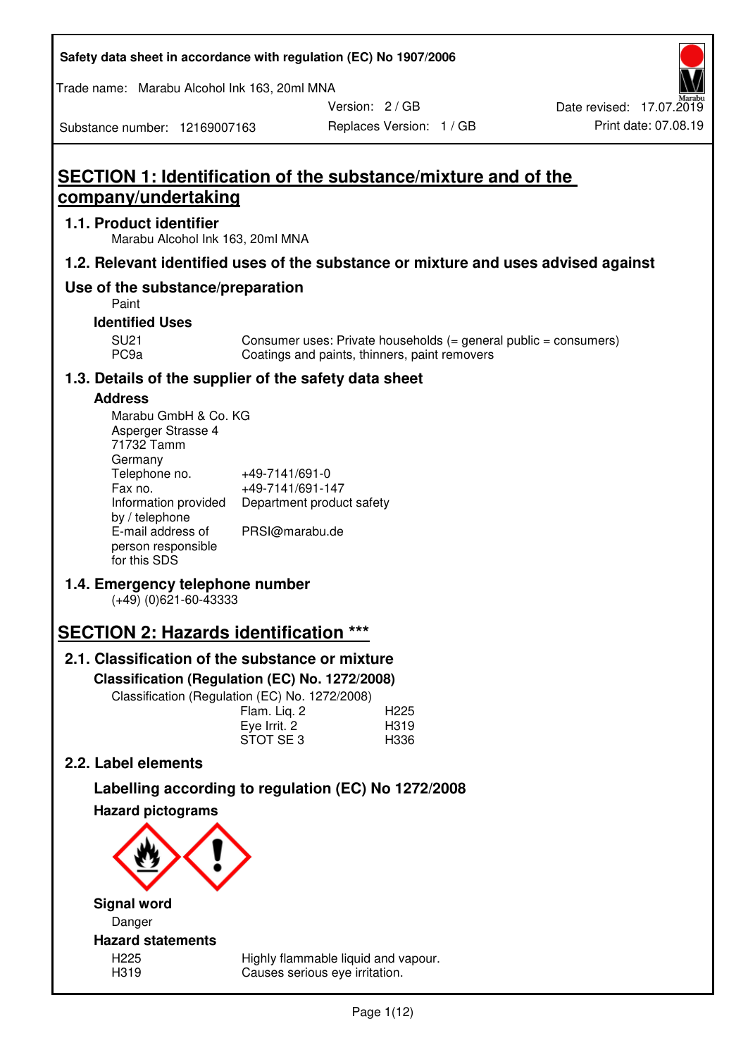# SECTION 1: Identification of the substance/mixture and of the company/undertaking

## 1.1. Product identifier

Marabu Alcohol Ink 163, 20ml MNA

## 1.2. Relevant identified uses of the substance or mixture and uses advised against

### Use of the substance/preparation

Paint

**Identified Uses**

| | |
|---|---|
| SU21 | Consumer uses: Private households (= general public = consumers) |
| PC9a | Coatings and paints, thinners, paint removers |

## 1.3. Details of the supplier of the safety data sheet

**Address**

Marabu GmbH & Co. KG
Asperger Strasse 4
71732 Tamm
Germany

| | |
|---|---|
| Telephone no. | +49-7141/691-0 |
| Fax no. | +49-7141/691-147 |
| Information provided by / telephone | Department product safety |
| E-mail address of person responsible for this SDS | PRSI@marabu.de |

## 1.4. Emergency telephone number

(+49) (0)621-60-43333

# SECTION 2: Hazards identification ***

## 2.1. Classification of the substance or mixture

**Classification (Regulation (EC) No. 1272/2008)**

Classification (Regulation (EC) No. 1272/2008)

| | |
|---|---|
| Flam. Liq. 2 | H225 |
| Eye Irrit. 2 | H319 |
| STOT SE 3 | H336 |

## 2.2. Label elements

### Labelling according to regulation (EC) No 1272/2008

**Hazard pictograms**

**Signal word**

Danger

**Hazard statements**

| | |
|---|---|
| H225 | Highly flammable liquid and vapour. |
| H319 | Causes serious eye irritation. |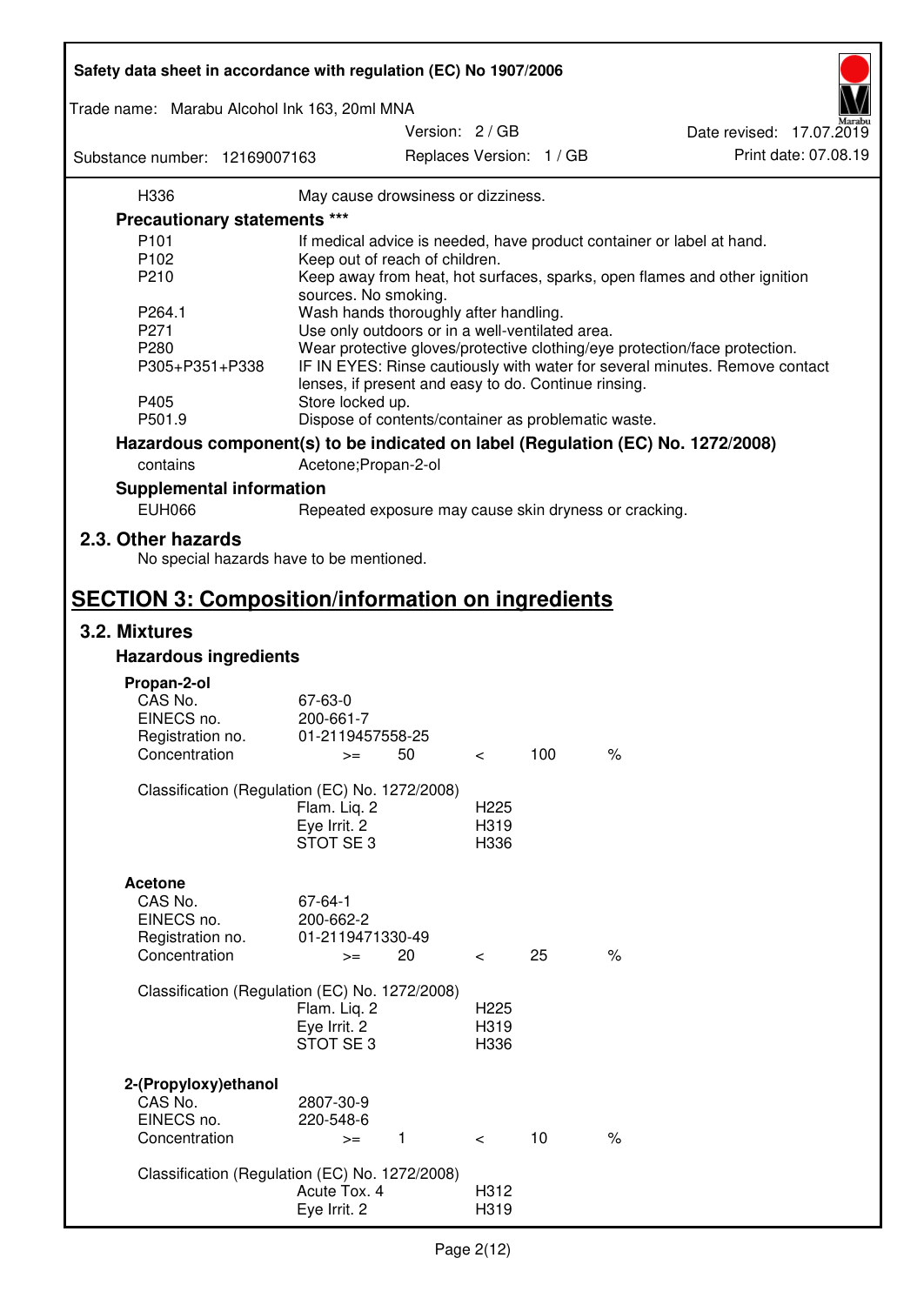| | |
|---|---|
| H336 | May cause drowsiness or dizziness. |

**Precautionary statements \*\*\***

| | |
|---|---|
| P101 | If medical advice is needed, have product container or label at hand. |
| P102 | Keep out of reach of children. |
| P210 | Keep away from heat, hot surfaces, sparks, open flames and other ignition sources. No smoking. |
| P264.1 | Wash hands thoroughly after handling. |
| P271 | Use only outdoors or in a well-ventilated area. |
| P280 | Wear protective gloves/protective clothing/eye protection/face protection. |
| P305+P351+P338 | IF IN EYES: Rinse cautiously with water for several minutes. Remove contact lenses, if present and easy to do. Continue rinsing. |
| P405 | Store locked up. |
| P501.9 | Dispose of contents/container as problematic waste. |

**Hazardous component(s) to be indicated on label (Regulation (EC) No. 1272/2008)**

| | |
|---|---|
| contains | Acetone;Propan-2-ol |

**Supplemental information**

| | |
|---|---|
| EUH066 | Repeated exposure may cause skin dryness or cracking. |

## 2.3. Other hazards

No special hazards have to be mentioned.

# SECTION 3: Composition/information on ingredients

## 3.2. Mixtures

### Hazardous ingredients

**Propan-2-ol**

| | | | | | |
|---|---|---|---|---|---|
| CAS No. | 67-63-0 | | | | |
| EINECS no. | 200-661-7 | | | | |
| Registration no. | 01-2119457558-25 | | | | |
| Concentration | >= | 50 | < | 100 | % |

Classification (Regulation (EC) No. 1272/2008)

| | |
|---|---|
| Flam. Liq. 2 | H225 |
| Eye Irrit. 2 | H319 |
| STOT SE 3 | H336 |

**Acetone**

| | | | | | |
|---|---|---|---|---|---|
| CAS No. | 67-64-1 | | | | |
| EINECS no. | 200-662-2 | | | | |
| Registration no. | 01-2119471330-49 | | | | |
| Concentration | >= | 20 | < | 25 | % |

Classification (Regulation (EC) No. 1272/2008)

| | |
|---|---|
| Flam. Liq. 2 | H225 |
| Eye Irrit. 2 | H319 |
| STOT SE 3 | H336 |

**2-(Propyloxy)ethanol**

| | | | | | |
|---|---|---|---|---|---|
| CAS No. | 2807-30-9 | | | | |
| EINECS no. | 220-548-6 | | | | |
| Concentration | >= | 1 | < | 10 | % |

Classification (Regulation (EC) No. 1272/2008)

| | |
|---|---|
| Acute Tox. 4 | H312 |
| Eye Irrit. 2 | H319 |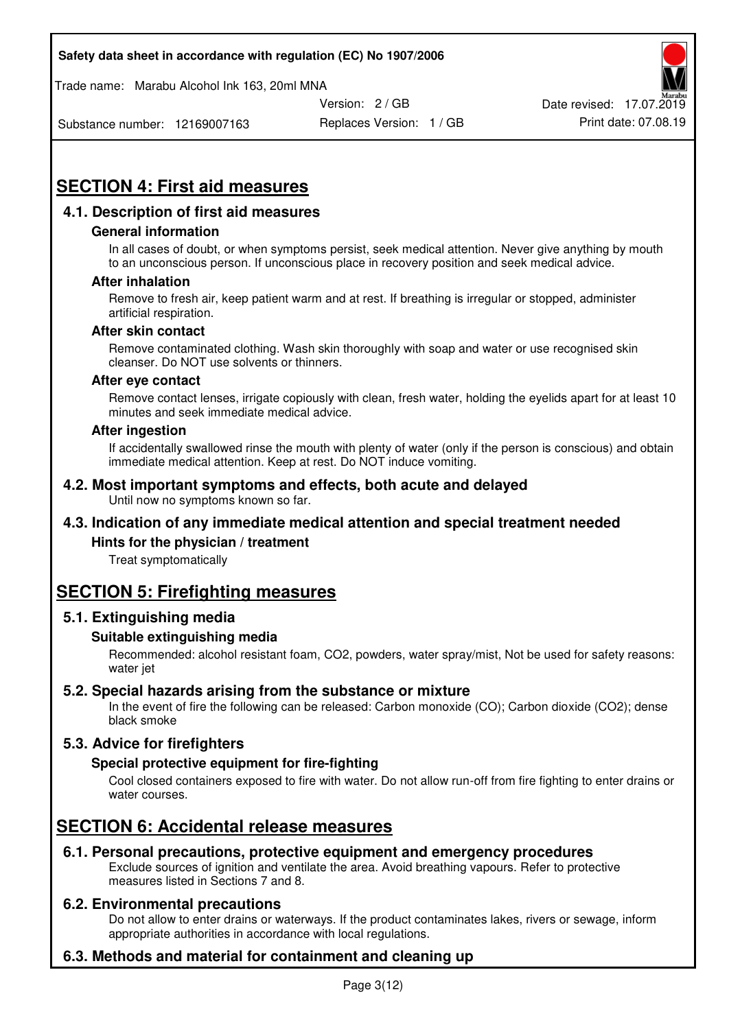## SECTION 4: First aid measures

### 4.1. Description of first aid measures

#### General information

In all cases of doubt, or when symptoms persist, seek medical attention. Never give anything by mouth to an unconscious person. If unconscious place in recovery position and seek medical advice.

#### After inhalation

Remove to fresh air, keep patient warm and at rest. If breathing is irregular or stopped, administer artificial respiration.

#### After skin contact

Remove contaminated clothing. Wash skin thoroughly with soap and water or use recognised skin cleanser. Do NOT use solvents or thinners.

#### After eye contact

Remove contact lenses, irrigate copiously with clean, fresh water, holding the eyelids apart for at least 10 minutes and seek immediate medical advice.

#### After ingestion

If accidentally swallowed rinse the mouth with plenty of water (only if the person is conscious) and obtain immediate medical attention. Keep at rest. Do NOT induce vomiting.

### 4.2. Most important symptoms and effects, both acute and delayed

Until now no symptoms known so far.

### 4.3. Indication of any immediate medical attention and special treatment needed

#### Hints for the physician / treatment

Treat symptomatically

## SECTION 5: Firefighting measures

### 5.1. Extinguishing media

#### Suitable extinguishing media

Recommended: alcohol resistant foam, $CO2$, powders, water spray/mist, Not be used for safety reasons: water jet

### 5.2. Special hazards arising from the substance or mixture

In the event of fire the following can be released: Carbon monoxide (CO); Carbon dioxide ($CO2$); dense black smoke

### 5.3. Advice for firefighters

#### Special protective equipment for fire-fighting

Cool closed containers exposed to fire with water. Do not allow run-off from fire fighting to enter drains or water courses.

## SECTION 6: Accidental release measures

### 6.1. Personal precautions, protective equipment and emergency procedures

Exclude sources of ignition and ventilate the area. Avoid breathing vapours. Refer to protective measures listed in Sections 7 and 8.

### 6.2. Environmental precautions

Do not allow to enter drains or waterways. If the product contaminates lakes, rivers or sewage, inform appropriate authorities in accordance with local regulations.

### 6.3. Methods and material for containment and cleaning up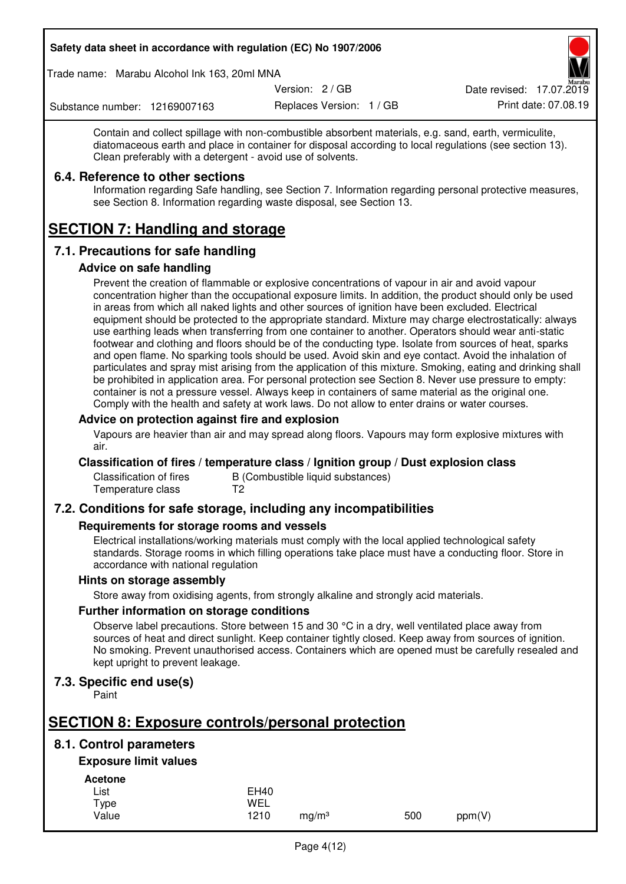Contain and collect spillage with non-combustible absorbent materials, e.g. sand, earth, vermiculite, diatomaceous earth and place in container for disposal according to local regulations (see section 13). Clean preferably with a detergent - avoid use of solvents.

## 6.4. Reference to other sections

Information regarding Safe handling, see Section 7. Information regarding personal protective measures, see Section 8. Information regarding waste disposal, see Section 13.

# SECTION 7: Handling and storage

## 7.1. Precautions for safe handling

### Advice on safe handling

Prevent the creation of flammable or explosive concentrations of vapour in air and avoid vapour concentration higher than the occupational exposure limits. In addition, the product should only be used in areas from which all naked lights and other sources of ignition have been excluded. Electrical equipment should be protected to the appropriate standard. Mixture may charge electrostatically: always use earthing leads when transferring from one container to another. Operators should wear anti-static footwear and clothing and floors should be of the conducting type. Isolate from sources of heat, sparks and open flame. No sparking tools should be used. Avoid skin and eye contact. Avoid the inhalation of particulates and spray mist arising from the application of this mixture. Smoking, eating and drinking shall be prohibited in application area. For personal protection see Section 8. Never use pressure to empty: container is not a pressure vessel. Always keep in containers of same material as the original one. Comply with the health and safety at work laws. Do not allow to enter drains or water courses.

### Advice on protection against fire and explosion

Vapours are heavier than air and may spread along floors. Vapours may form explosive mixtures with air.

### Classification of fires / temperature class / Ignition group / Dust explosion class

| | |
|---|---|
| Classification of fires | B (Combustible liquid substances) |
| Temperature class | T2 |

## 7.2. Conditions for safe storage, including any incompatibilities

### Requirements for storage rooms and vessels

Electrical installations/working materials must comply with the local applied technological safety standards. Storage rooms in which filling operations take place must have a conducting floor. Store in accordance with national regulation

### Hints on storage assembly

Store away from oxidising agents, from strongly alkaline and strongly acid materials.

### Further information on storage conditions

Observe label precautions. Store between 15 and 30 °C in a dry, well ventilated place away from sources of heat and direct sunlight. Keep container tightly closed. Keep away from sources of ignition. No smoking. Prevent unauthorised access. Containers which are opened must be carefully resealed and kept upright to prevent leakage.

## 7.3. Specific end use(s)

Paint

# SECTION 8: Exposure controls/personal protection

## 8.1. Control parameters

### Exposure limit values

**Acetone**

| | | | | |
|---|---|---|---|---|
| List | EH40 | | | |
| Type | WEL | | | |
| Value | 1210 | mg/m³ | 500 | ppm(V) |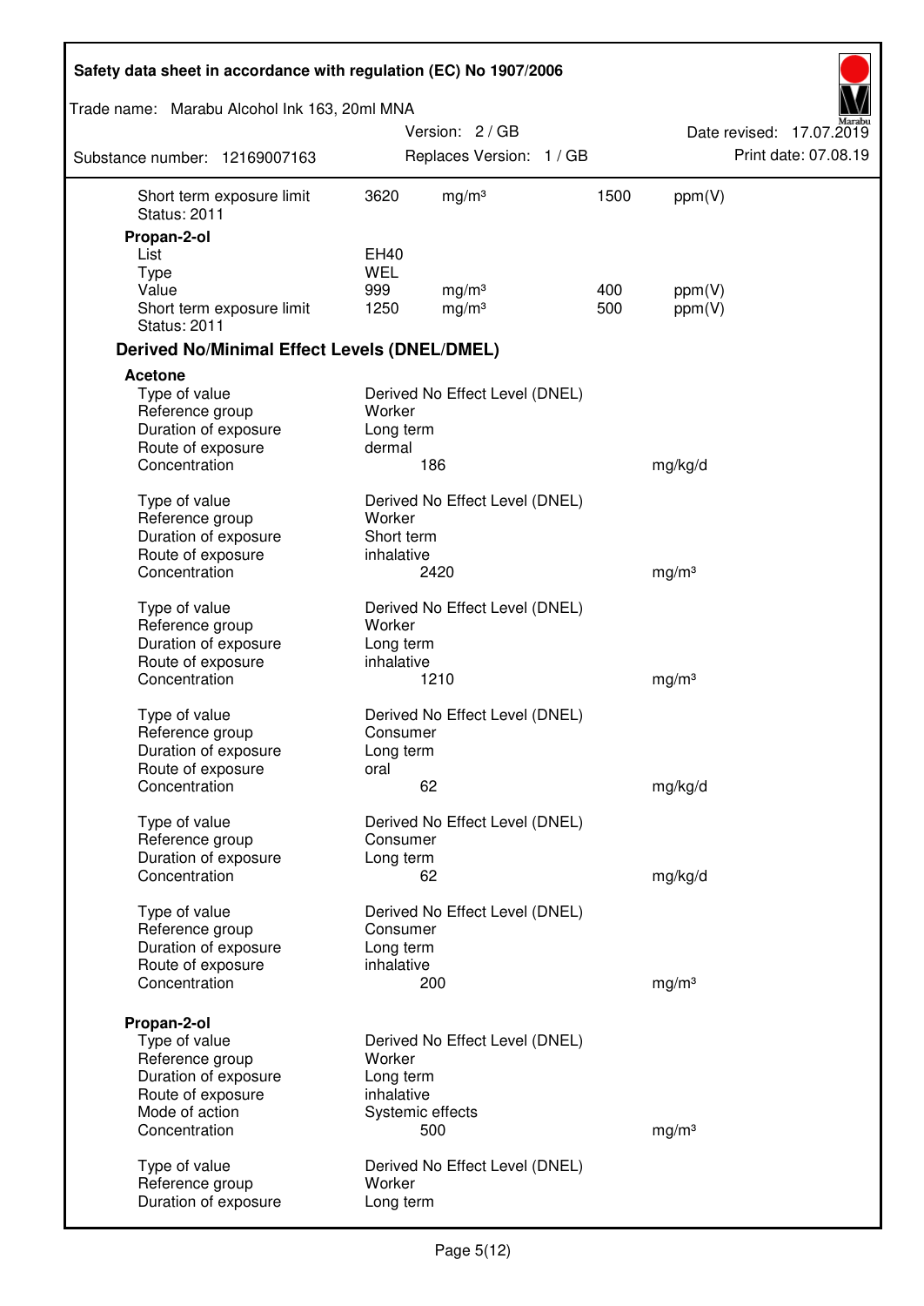| | | | | |
|---|---|---|---|---|
| Short term exposure limit | 3620 | mg/m³ | 1500 | ppm(V) |
| Status: 2011 | | | | |

**Propan-2-ol**

| | | | | |
|---|---|---|---|---|
| List | EH40 | | | |
| Type | WEL | | | |
| Value | 999 | mg/m³ | 400 | ppm(V) |
| Short term exposure limit | 1250 | mg/m³ | 500 | ppm(V) |
| Status: 2011 | | | | |

### Derived No/Minimal Effect Levels (DNEL/DMEL)

**Acetone**

| | | |
|---|---|---|
| Type of value | Derived No Effect Level (DNEL) | |
| Reference group | Worker | |
| Duration of exposure | Long term | |
| Route of exposure | dermal | |
| Concentration | 186 | mg/kg/d |

| | | |
|---|---|---|
| Type of value | Derived No Effect Level (DNEL) | |
| Reference group | Worker | |
| Duration of exposure | Short term | |
| Route of exposure | inhalative | |
| Concentration | 2420 | mg/m³ |

| | | |
|---|---|---|
| Type of value | Derived No Effect Level (DNEL) | |
| Reference group | Worker | |
| Duration of exposure | Long term | |
| Route of exposure | inhalative | |
| Concentration | 1210 | mg/m³ |

| | | |
|---|---|---|
| Type of value | Derived No Effect Level (DNEL) | |
| Reference group | Consumer | |
| Duration of exposure | Long term | |
| Route of exposure | oral | |
| Concentration | 62 | mg/kg/d |

| | | |
|---|---|---|
| Type of value | Derived No Effect Level (DNEL) | |
| Reference group | Consumer | |
| Duration of exposure | Long term | |
| Concentration | 62 | mg/kg/d |

| | | |
|---|---|---|
| Type of value | Derived No Effect Level (DNEL) | |
| Reference group | Consumer | |
| Duration of exposure | Long term | |
| Route of exposure | inhalative | |
| Concentration | 200 | mg/m³ |

**Propan-2-ol**

| | | |
|---|---|---|
| Type of value | Derived No Effect Level (DNEL) | |
| Reference group | Worker | |
| Duration of exposure | Long term | |
| Route of exposure | inhalative | |
| Mode of action | Systemic effects | |
| Concentration | 500 | mg/m³ |

| | |
|---|---|
| Type of value | Derived No Effect Level (DNEL) |
| Reference group | Worker |
| Duration of exposure | Long term |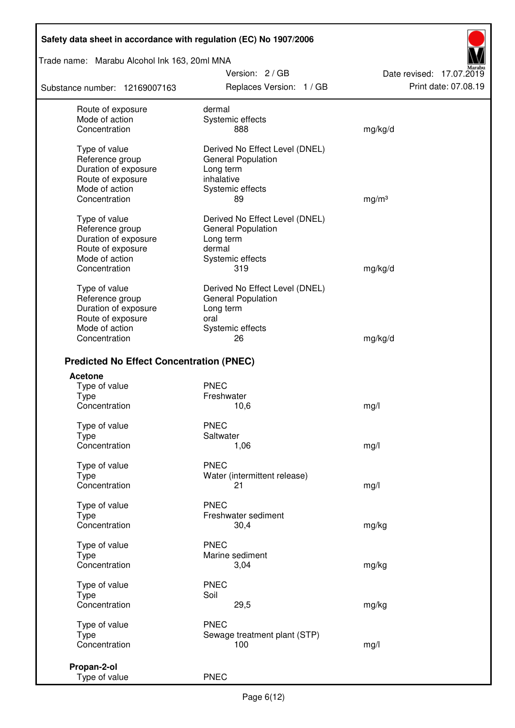| | | |
|---|---|---|
| Route of exposure | dermal | |
| Mode of action | Systemic effects | |
| Concentration | 888 | mg/kg/d |

| | | |
|---|---|---|
| Type of value | Derived No Effect Level (DNEL) | |
| Reference group | General Population | |
| Duration of exposure | Long term | |
| Route of exposure | inhalative | |
| Mode of action | Systemic effects | |
| Concentration | 89 | mg/m³ |

| | | |
|---|---|---|
| Type of value | Derived No Effect Level (DNEL) | |
| Reference group | General Population | |
| Duration of exposure | Long term | |
| Route of exposure | dermal | |
| Mode of action | Systemic effects | |
| Concentration | 319 | mg/kg/d |

| | | |
|---|---|---|
| Type of value | Derived No Effect Level (DNEL) | |
| Reference group | General Population | |
| Duration of exposure | Long term | |
| Route of exposure | oral | |
| Mode of action | Systemic effects | |
| Concentration | 26 | mg/kg/d |

### Predicted No Effect Concentration (PNEC)

**Acetone**

| | | |
|---|---|---|
| Type of value | PNEC | |
| Type | Freshwater | |
| Concentration | 10,6 | mg/l |

| | | |
|---|---|---|
| Type of value | PNEC | |
| Type | Saltwater | |
| Concentration | 1,06 | mg/l |

| | | |
|---|---|---|
| Type of value | PNEC | |
| Type | Water (intermittent release) | |
| Concentration | 21 | mg/l |

| | | |
|---|---|---|
| Type of value | PNEC | |
| Type | Freshwater sediment | |
| Concentration | 30,4 | mg/kg |

| | | |
|---|---|---|
| Type of value | PNEC | |
| Type | Marine sediment | |
| Concentration | 3,04 | mg/kg |

| | | |
|---|---|---|
| Type of value | PNEC | |
| Type | Soil | |
| Concentration | 29,5 | mg/kg |

| | | |
|---|---|---|
| Type of value | PNEC | |
| Type | Sewage treatment plant (STP) | |
| Concentration | 100 | mg/l |

**Propan-2-ol**

| | |
|---|---|
| Type of value | PNEC |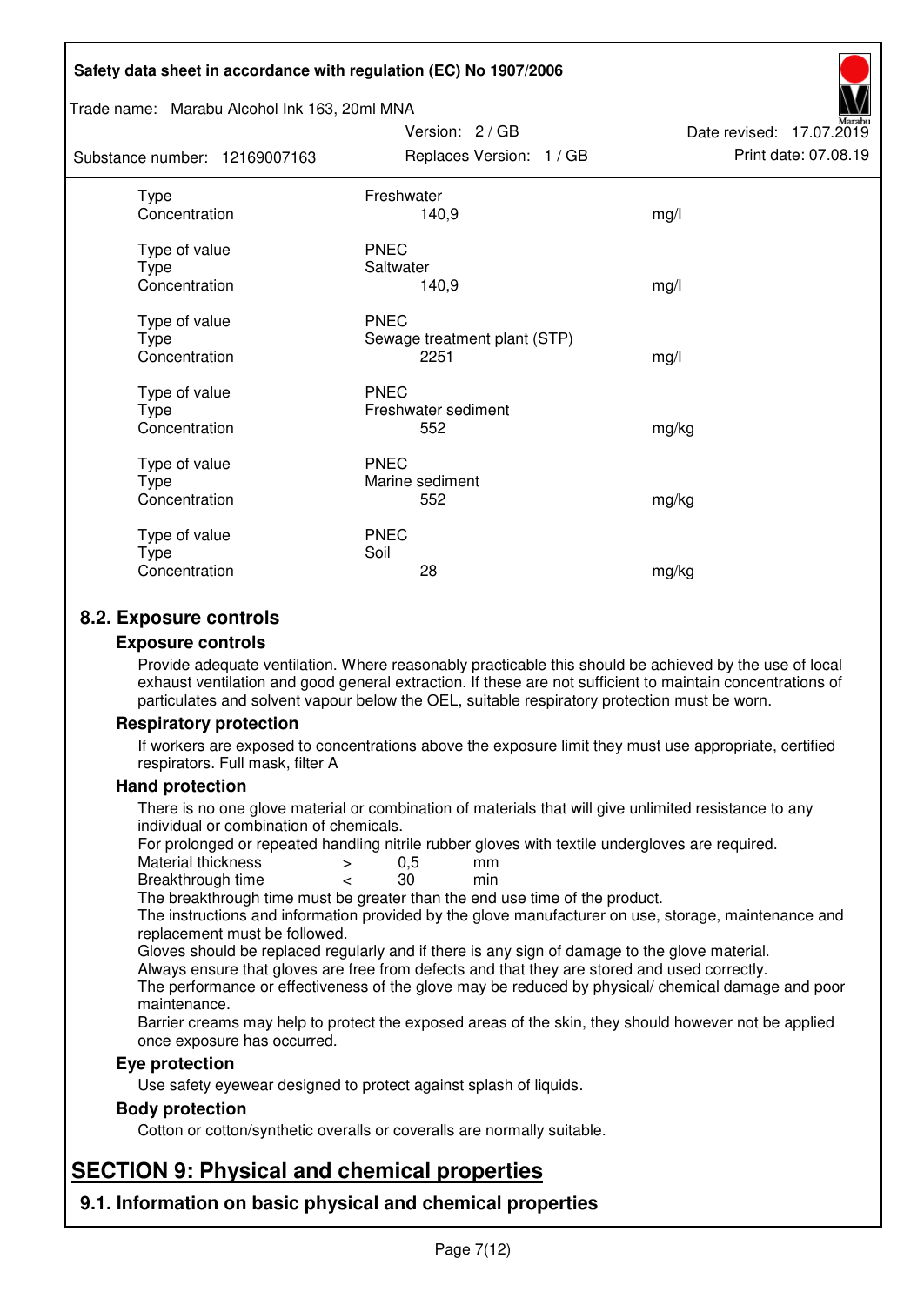| | | |
|---|---|---|
| Type | Freshwater | |
| Concentration | 140,9 | mg/l |
| | | |
| Type of value | PNEC | |
| Type | Saltwater | |
| Concentration | 140,9 | mg/l |
| | | |
| Type of value | PNEC | |
| Type | Sewage treatment plant (STP) | |
| Concentration | 2251 | mg/l |
| | | |
| Type of value | PNEC | |
| Type | Freshwater sediment | |
| Concentration | 552 | mg/kg |
| | | |
| Type of value | PNEC | |
| Type | Marine sediment | |
| Concentration | 552 | mg/kg |
| | | |
| Type of value | PNEC | |
| Type | Soil | |
| Concentration | 28 | mg/kg |

## 8.2. Exposure controls

### Exposure controls

Provide adequate ventilation. Where reasonably practicable this should be achieved by the use of local exhaust ventilation and good general extraction. If these are not sufficient to maintain concentrations of particulates and solvent vapour below the OEL, suitable respiratory protection must be worn.

### Respiratory protection

If workers are exposed to concentrations above the exposure limit they must use appropriate, certified respirators. Full mask, filter A

### Hand protection

There is no one glove material or combination of materials that will give unlimited resistance to any individual or combination of chemicals.

For prolonged or repeated handling nitrile rubber gloves with textile undergloves are required.

| | | | |
|---|---|---|---|
| Material thickness | > | 0,5 | mm |
| Breakthrough time | < | 30 | min |

The breakthrough time must be greater than the end use time of the product.

The instructions and information provided by the glove manufacturer on use, storage, maintenance and replacement must be followed.

Gloves should be replaced regularly and if there is any sign of damage to the glove material.

Always ensure that gloves are free from defects and that they are stored and used correctly.

The performance or effectiveness of the glove may be reduced by physical/ chemical damage and poor maintenance.

Barrier creams may help to protect the exposed areas of the skin, they should however not be applied once exposure has occurred.

### Eye protection

Use safety eyewear designed to protect against splash of liquids.

### Body protection

Cotton or cotton/synthetic overalls or coveralls are normally suitable.

# SECTION 9: Physical and chemical properties

## 9.1. Information on basic physical and chemical properties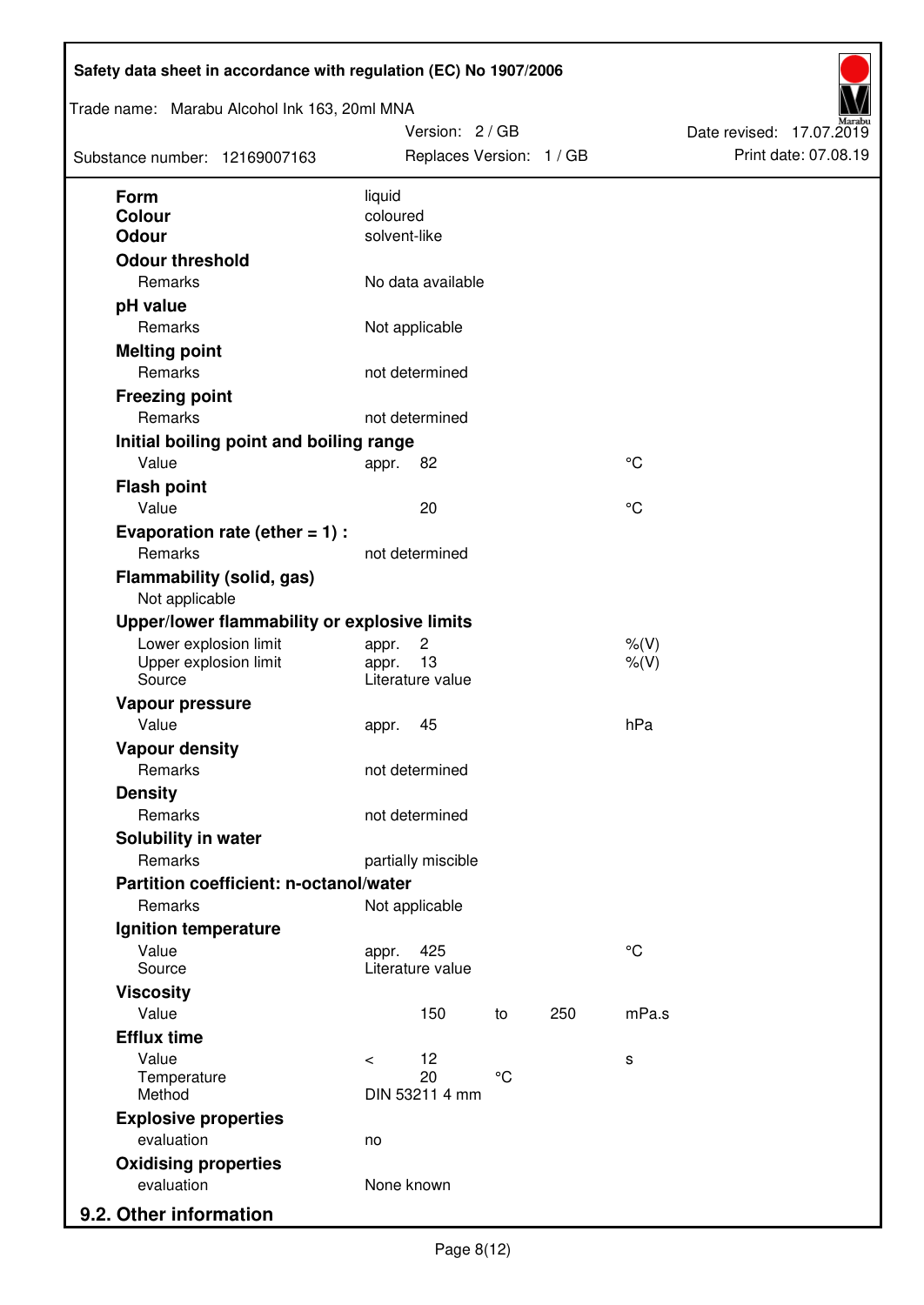| | | | | |
|---|---|---|---|---|
| **Form** | liquid | | | |
| **Colour** | coloured | | | |
| **Odour** | solvent-like | | | |
| **Odour threshold** | | | | |
| Remarks | No data available | | | |
| **pH value** | | | | |
| Remarks | Not applicable | | | |
| **Melting point** | | | | |
| Remarks | not determined | | | |
| **Freezing point** | | | | |
| Remarks | not determined | | | |
| **Initial boiling point and boiling range** | | | | |
| Value | appr. 82 | | | °C |
| **Flash point** | | | | |
| Value | 20 | | | °C |
| **Evaporation rate (ether = 1) :** | | | | |
| Remarks | not determined | | | |
| **Flammability (solid, gas)** | | | | |
| Not applicable | | | | |
| **Upper/lower flammability or explosive limits** | | | | |
| Lower explosion limit | appr. 2 | | | %(V) |
| Upper explosion limit | appr. 13 | | | %(V) |
| Source | Literature value | | | |
| **Vapour pressure** | | | | |
| Value | appr. 45 | | | hPa |
| **Vapour density** | | | | |
| Remarks | not determined | | | |
| **Density** | | | | |
| Remarks | not determined | | | |
| **Solubility in water** | | | | |
| Remarks | partially miscible | | | |
| **Partition coefficient: n-octanol/water** | | | | |
| Remarks | Not applicable | | | |
| **Ignition temperature** | | | | |
| Value | appr. 425 | | | °C |
| Source | Literature value | | | |
| **Viscosity** | | | | |
| Value | 150 | to | 250 | mPa.s |
| **Efflux time** | | | | |
| Value | < 12 | | | s |
| Temperature | 20 | °C | | |
| Method | DIN 53211 4 mm | | | |
| **Explosive properties** | | | | |
| evaluation | no | | | |
| **Oxidising properties** | | | | |
| evaluation | None known | | | |

## 9.2. Other information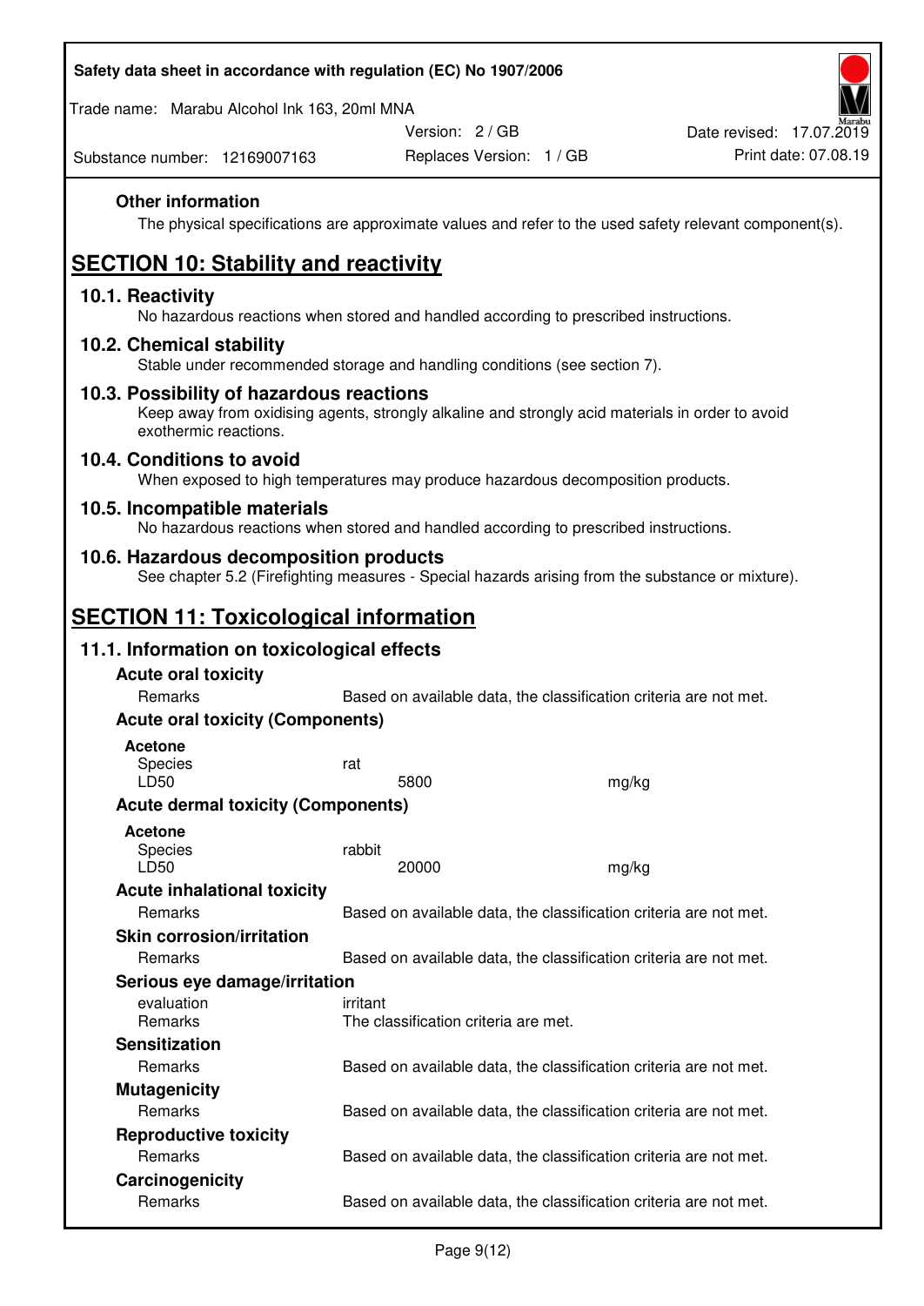**Other information**

The physical specifications are approximate values and refer to the used safety relevant component(s).

# SECTION 10: Stability and reactivity

## 10.1. Reactivity

No hazardous reactions when stored and handled according to prescribed instructions.

## 10.2. Chemical stability

Stable under recommended storage and handling conditions (see section 7).

## 10.3. Possibility of hazardous reactions

Keep away from oxidising agents, strongly alkaline and strongly acid materials in order to avoid exothermic reactions.

## 10.4. Conditions to avoid

When exposed to high temperatures may produce hazardous decomposition products.

## 10.5. Incompatible materials

No hazardous reactions when stored and handled according to prescribed instructions.

## 10.6. Hazardous decomposition products

See chapter 5.2 (Firefighting measures - Special hazards arising from the substance or mixture).

# SECTION 11: Toxicological information

## 11.1. Information on toxicological effects

**Acute oral toxicity**

| | |
|---|---|
| Remarks | Based on available data, the classification criteria are not met. |

**Acute oral toxicity (Components)**

**Acetone**

| | | |
|---|---|---|
| Species | rat | |
| LD50 | 5800 | mg/kg |

**Acute dermal toxicity (Components)**

**Acetone**

| | | |
|---|---|---|
| Species | rabbit | |
| LD50 | 20000 | mg/kg |

**Acute inhalational toxicity**

| | |
|---|---|
| Remarks | Based on available data, the classification criteria are not met. |

**Skin corrosion/irritation**

| | |
|---|---|
| Remarks | Based on available data, the classification criteria are not met. |

**Serious eye damage/irritation**

| | |
|---|---|
| evaluation | irritant |
| Remarks | The classification criteria are met. |

**Sensitization**

| | |
|---|---|
| Remarks | Based on available data, the classification criteria are not met. |

**Mutagenicity**

| | |
|---|---|
| Remarks | Based on available data, the classification criteria are not met. |

**Reproductive toxicity**

| | |
|---|---|
| Remarks | Based on available data, the classification criteria are not met. |

**Carcinogenicity**

| | |
|---|---|
| Remarks | Based on available data, the classification criteria are not met. |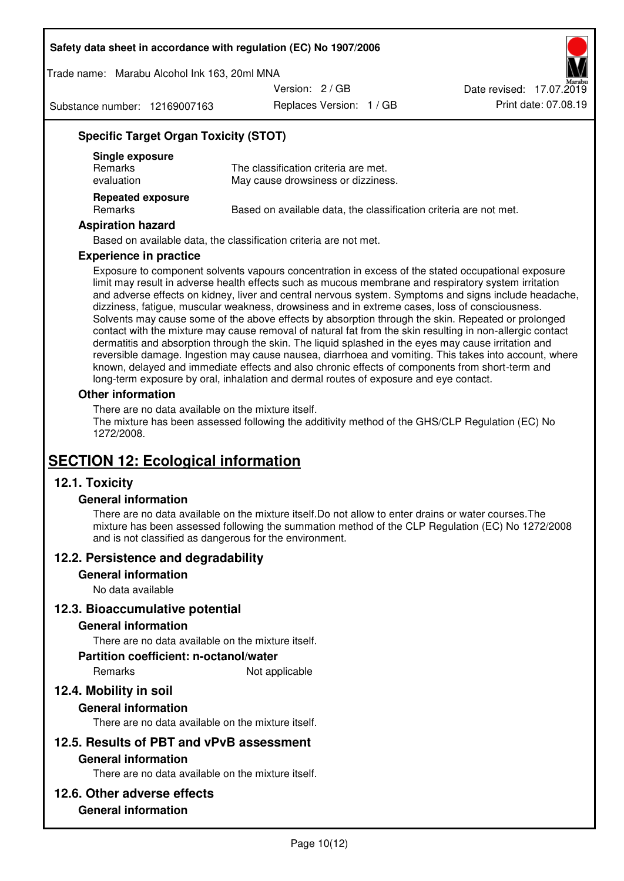### Specific Target Organ Toxicity (STOT)

**Single exposure**

| | |
|---|---|
| Remarks | The classification criteria are met. |
| evaluation | May cause drowsiness or dizziness. |

**Repeated exposure**

| | |
|---|---|
| Remarks | Based on available data, the classification criteria are not met. |

### Aspiration hazard

Based on available data, the classification criteria are not met.

### Experience in practice

Exposure to component solvents vapours concentration in excess of the stated occupational exposure limit may result in adverse health effects such as mucous membrane and respiratory system irritation and adverse effects on kidney, liver and central nervous system. Symptoms and signs include headache, dizziness, fatigue, muscular weakness, drowsiness and in extreme cases, loss of consciousness. Solvents may cause some of the above effects by absorption through the skin. Repeated or prolonged contact with the mixture may cause removal of natural fat from the skin resulting in non-allergic contact dermatitis and absorption through the skin. The liquid splashed in the eyes may cause irritation and reversible damage. Ingestion may cause nausea, diarrhoea and vomiting. This takes into account, where known, delayed and immediate effects and also chronic effects of components from short-term and long-term exposure by oral, inhalation and dermal routes of exposure and eye contact.

### Other information

There are no data available on the mixture itself.
The mixture has been assessed following the additivity method of the GHS/CLP Regulation (EC) No 1272/2008.

# SECTION 12: Ecological information

## 12.1. Toxicity

### General information

There are no data available on the mixture itself.Do not allow to enter drains or water courses.The mixture has been assessed following the summation method of the CLP Regulation (EC) No 1272/2008 and is not classified as dangerous for the environment.

## 12.2. Persistence and degradability

### General information

No data available

## 12.3. Bioaccumulative potential

### General information

There are no data available on the mixture itself.

### Partition coefficient: n-octanol/water

| | |
|---|---|
| Remarks | Not applicable |

## 12.4. Mobility in soil

### General information

There are no data available on the mixture itself.

## 12.5. Results of PBT and vPvB assessment

### General information

There are no data available on the mixture itself.

## 12.6. Other adverse effects

### General information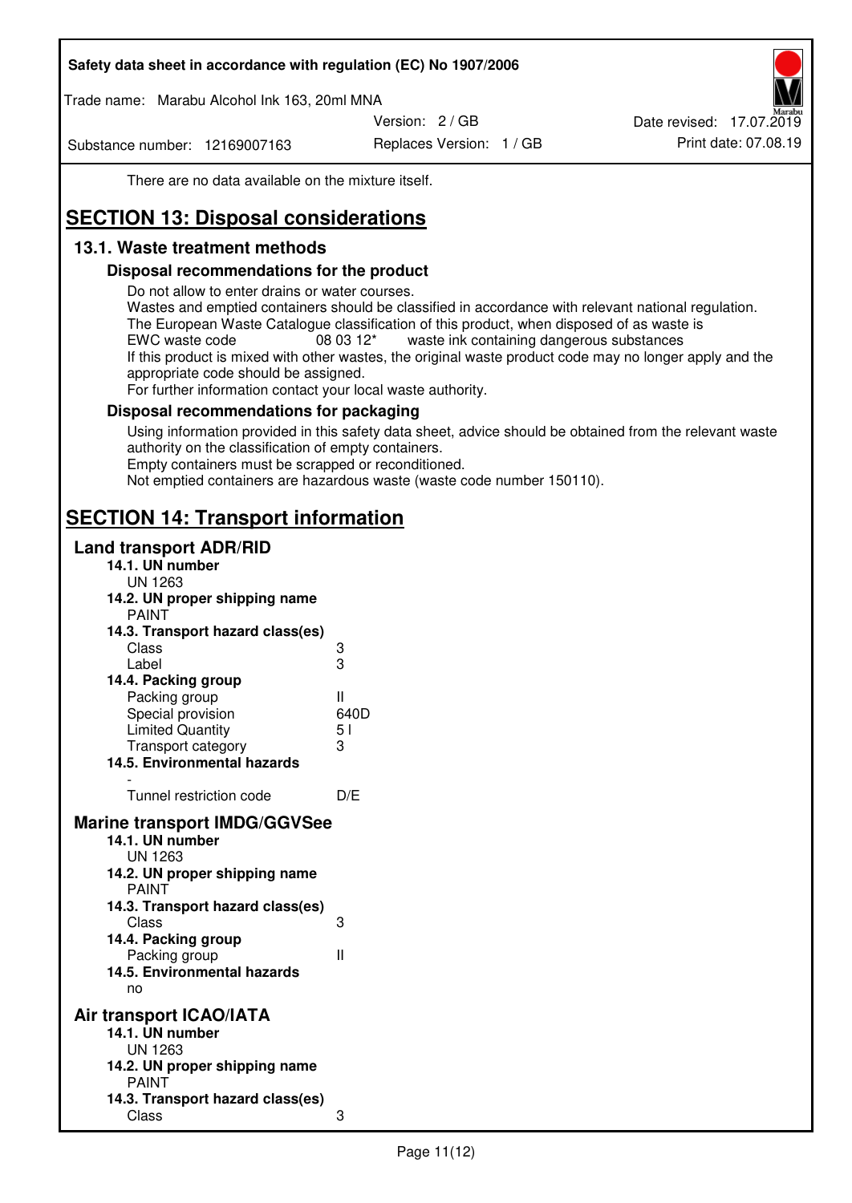There are no data available on the mixture itself.

# SECTION 13: Disposal considerations

## 13.1. Waste treatment methods

### Disposal recommendations for the product

Do not allow to enter drains or water courses.
Wastes and emptied containers should be classified in accordance with relevant national regulation.
The European Waste Catalogue classification of this product, when disposed of as waste is
EWC waste code 08 03 12* waste ink containing dangerous substances
If this product is mixed with other wastes, the original waste product code may no longer apply and the appropriate code should be assigned.
For further information contact your local waste authority.

### Disposal recommendations for packaging

Using information provided in this safety data sheet, advice should be obtained from the relevant waste authority on the classification of empty containers.
Empty containers must be scrapped or reconditioned.
Not emptied containers are hazardous waste (waste code number 150110).

# SECTION 14: Transport information

## Land transport ADR/RID

**14.1. UN number**
UN 1263

**14.2. UN proper shipping name**
PAINT

**14.3. Transport hazard class(es)**

| | |
|---|---|
| Class | 3 |
| Label | 3 |

**14.4. Packing group**

| | |
|---|---|
| Packing group | II |
| Special provision | 640D |
| Limited Quantity | 5 l |
| Transport category | 3 |

**14.5. Environmental hazards**
-

| | |
|---|---|
| Tunnel restriction code | D/E |

## Marine transport IMDG/GGVSee

**14.1. UN number**
UN 1263

**14.2. UN proper shipping name**
PAINT

**14.3. Transport hazard class(es)**

| | |
|---|---|
| Class | 3 |

**14.4. Packing group**

| | |
|---|---|
| Packing group | II |

**14.5. Environmental hazards**
no

## Air transport ICAO/IATA

**14.1. UN number**
UN 1263

**14.2. UN proper shipping name**
PAINT

**14.3. Transport hazard class(es)**

| | |
|---|---|
| Class | 3 |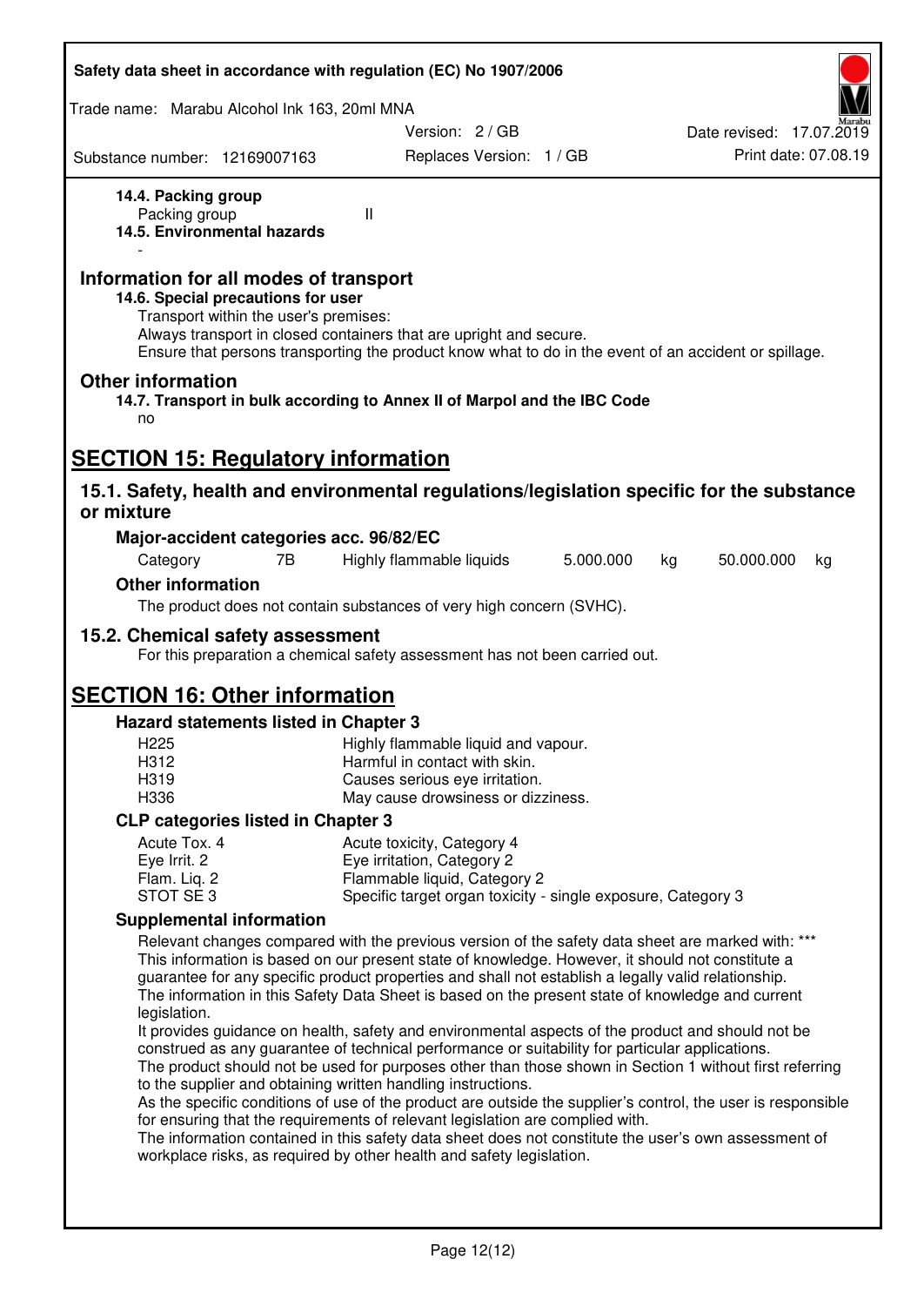#### 14.4. Packing group

Packing group II

#### 14.5. Environmental hazards

-

### Information for all modes of transport

#### 14.6. Special precautions for user

Transport within the user's premises:
Always transport in closed containers that are upright and secure.
Ensure that persons transporting the product know what to do in the event of an accident or spillage.

### Other information

#### 14.7. Transport in bulk according to Annex II of Marpol and the IBC Code

no

## SECTION 15: Regulatory information

### 15.1. Safety, health and environmental regulations/legislation specific for the substance or mixture

#### Major-accident categories acc. 96/82/EC

| | | | | | | |
|---|---|---|---|---|---|---|
| Category | 7B | Highly flammable liquids | 5.000.000 | kg | 50.000.000 | kg |

#### Other information

The product does not contain substances of very high concern (SVHC).

### 15.2. Chemical safety assessment

For this preparation a chemical safety assessment has not been carried out.

## SECTION 16: Other information

#### Hazard statements listed in Chapter 3

| | |
|---|---|
| H225 | Highly flammable liquid and vapour. |
| H312 | Harmful in contact with skin. |
| H319 | Causes serious eye irritation. |
| H336 | May cause drowsiness or dizziness. |

#### CLP categories listed in Chapter 3

| | |
|---|---|
| Acute Tox. 4 | Acute toxicity, Category 4 |
| Eye Irrit. 2 | Eye irritation, Category 2 |
| Flam. Liq. 2 | Flammable liquid, Category 2 |
| STOT SE 3 | Specific target organ toxicity - single exposure, Category 3 |

#### Supplemental information

Relevant changes compared with the previous version of the safety data sheet are marked with: ***
This information is based on our present state of knowledge. However, it should not constitute a guarantee for any specific product properties and shall not establish a legally valid relationship.
The information in this Safety Data Sheet is based on the present state of knowledge and current legislation.
It provides guidance on health, safety and environmental aspects of the product and should not be construed as any guarantee of technical performance or suitability for particular applications.
The product should not be used for purposes other than those shown in Section 1 without first referring to the supplier and obtaining written handling instructions.
As the specific conditions of use of the product are outside the supplier's control, the user is responsible for ensuring that the requirements of relevant legislation are complied with.
The information contained in this safety data sheet does not constitute the user's own assessment of workplace risks, as required by other health and safety legislation.